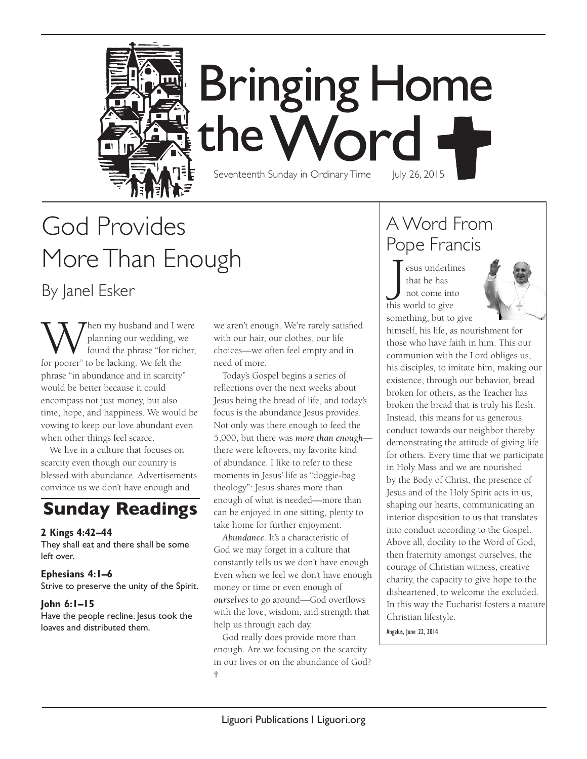# Bringing Home the Word

Seventeenth Sunday in Ordinary Time July 26, 2015

## God Provides More Than Enough

### By Janel Esker

When my husband and I were planning our wedding, we found the phrase "for richer, for poorer" to be lacking. We felt the phrase "in abundance and in scarcity" would be better because it could encompass not just money, but also time, hope, and happiness. We would be vowing to keep our love abundant even when other things feel scarce.

We live in a culture that focuses on scarcity even though our country is blessed with abundance. Advertisements convince us we don't have enough and we aren't enough. We're rarely satisfied with our hair, our clothes, our life choices—we often feel empty and in need of more.

Today's Gospel begins a series of reflections over the next weeks about Jesus being the bread of life, and today's focus is the abundance Jesus provides. Not only was there enough to feed the 5,000, but there was *more than enough*—there were leftovers, my favorite kind of abundance. I like to refer to these moments in Jesus' life as "doggie-bag theology": Jesus shares more than enough of what is needed—more than can be enjoyed in one sitting, plenty to take home for further enjoyment.

*Abundance.* It's a characteristic of God we may forget in a culture that constantly tells us we don't have enough. Even when we feel we don't have enough money or time or even enough of *ourselves* to go around—God overflows with the love, wisdom, and strength that help us through each day.

God really does provide more than enough. Are we focusing on the scarcity in our lives or on the abundance of God? †

## Sunday Readings

**2 Kings 4:42–44**
They shall eat and there shall be some left over.

**Ephesians 4:1–6**
Strive to preserve the unity of the Spirit.

**John 6:1–15**
Have the people recline. Jesus took the loaves and distributed them.

## A Word From Pope Francis

Jesus underlines that he has not come into this world to give something, but to give himself, his life, as nourishment for those who have faith in him. This our communion with the Lord obliges us, his disciples, to imitate him, making our existence, through our behavior, bread broken for others, as the Teacher has broken the bread that is truly his flesh. Instead, this means for us generous conduct towards our neighbor thereby demonstrating the attitude of giving life for others. Every time that we participate in Holy Mass and we are nourished by the Body of Christ, the presence of Jesus and of the Holy Spirit acts in us, shaping our hearts, communicating an interior disposition to us that translates into conduct according to the Gospel. Above all, docility to the Word of God, then fraternity amongst ourselves, the courage of Christian witness, creative charity, the capacity to give hope to the disheartened, to welcome the excluded. In this way the Eucharist fosters a mature Christian lifestyle.

Angelus, June 22, 2014

Liguori Publications | Liguori.org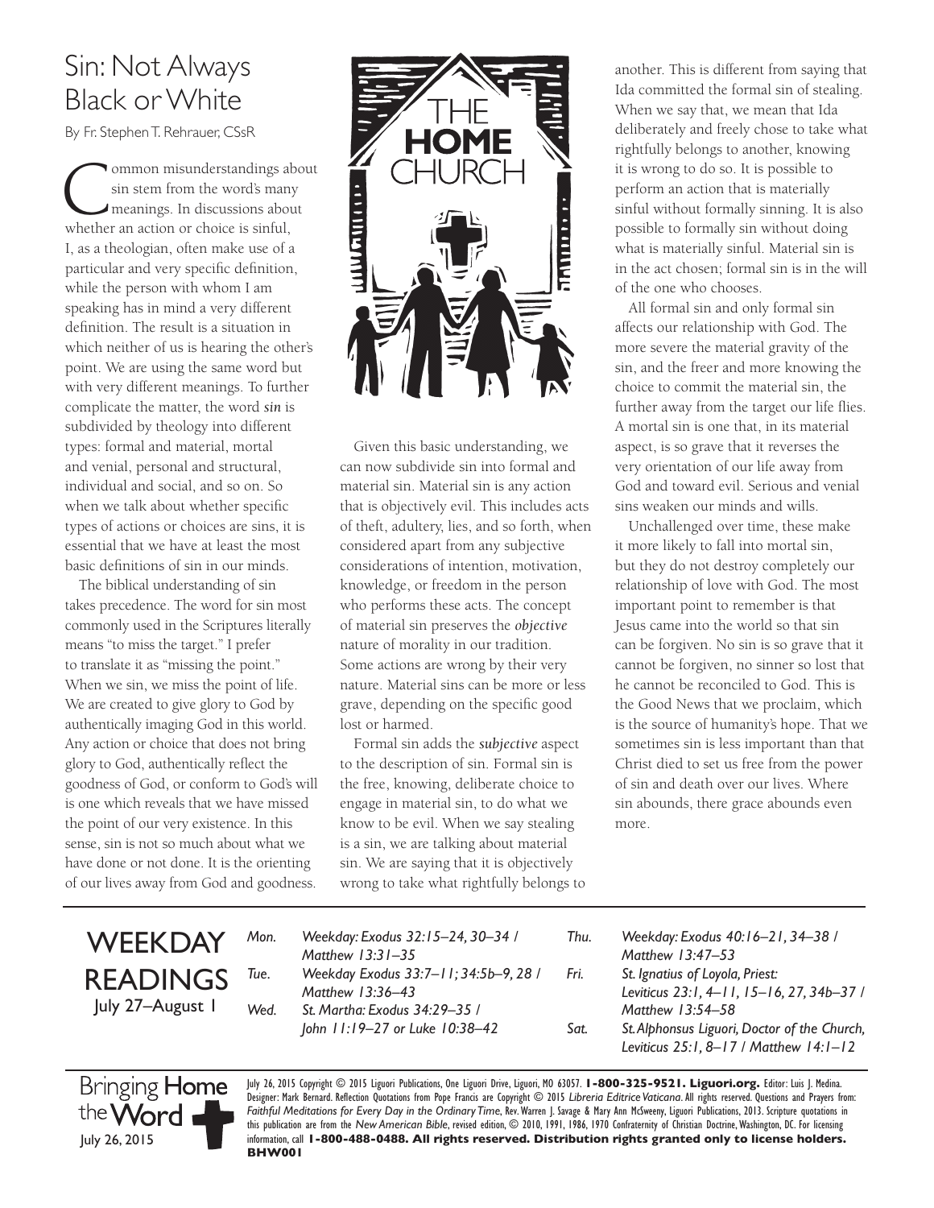# Sin: Not Always Black or White

By Fr. Stephen T. Rehrauer, CSsR

Common misunderstandings about sin stem from the word's many meanings. In discussions about whether an action or choice is sinful, I, as a theologian, often make use of a particular and very specific definition, while the person with whom I am speaking has in mind a very different definition. The result is a situation in which neither of us is hearing the other's point. We are using the same word but with very different meanings. To further complicate the matter, the word *sin* is subdivided by theology into different types: formal and material, mortal and venial, personal and structural, individual and social, and so on. So when we talk about whether specific types of actions or choices are sins, it is essential that we have at least the most basic definitions of sin in our minds.

The biblical understanding of sin takes precedence. The word for sin most commonly used in the Scriptures literally means "to miss the target." I prefer to translate it as "missing the point." When we sin, we miss the point of life. We are created to give glory to God by authentically imaging God in this world. Any action or choice that does not bring glory to God, authentically reflect the goodness of God, or conform to God's will is one which reveals that we have missed the point of our very existence. In this sense, sin is not so much about what we have done or not done. It is the orienting of our lives away from God and goodness.

THE **HOME** CHURCH

Given this basic understanding, we can now subdivide sin into formal and material sin. Material sin is any action that is objectively evil. This includes acts of theft, adultery, lies, and so forth, when considered apart from any subjective considerations of intention, motivation, knowledge, or freedom in the person who performs these acts. The concept of material sin preserves the *objective* nature of morality in our tradition. Some actions are wrong by their very nature. Material sins can be more or less grave, depending on the specific good lost or harmed.

Formal sin adds the *subjective* aspect to the description of sin. Formal sin is the free, knowing, deliberate choice to engage in material sin, to do what we know to be evil. When we say stealing is a sin, we are talking about material sin. We are saying that it is objectively wrong to take what rightfully belongs to another. This is different from saying that Ida committed the formal sin of stealing. When we say that, we mean that Ida deliberately and freely chose to take what rightfully belongs to another, knowing it is wrong to do so. It is possible to perform an action that is materially sinful without formally sinning. It is also possible to formally sin without doing what is materially sinful. Material sin is in the act chosen; formal sin is in the will of the one who chooses.

All formal sin and only formal sin affects our relationship with God. The more severe the material gravity of the sin, and the freer and more knowing the choice to commit the material sin, the further away from the target our life flies. A mortal sin is one that, in its material aspect, is so grave that it reverses the very orientation of our life away from God and toward evil. Serious and venial sins weaken our minds and wills.

Unchallenged over time, these make it more likely to fall into mortal sin, but they do not destroy completely our relationship of love with God. The most important point to remember is that Jesus came into the world so that sin can be forgiven. No sin is so grave that it cannot be forgiven, no sinner so lost that he cannot be reconciled to God. This is the Good News that we proclaim, which is the source of humanity's hope. That we sometimes sin is less important than that Christ died to set us free from the power of sin and death over our lives. Where sin abounds, there grace abounds even more.

## WEEKDAY READINGS

July 27–August 1

| | |
|---|---|
| *Mon.* | *Weekday: Exodus 32:15–24, 30–34 / Matthew 13:31–35* |
| *Tue.* | *Weekday Exodus 33:7–11; 34:5b–9, 28 / Matthew 13:36–43* |
| *Wed.* | *St. Martha: Exodus 34:29–35 / John 11:19–27 or Luke 10:38–42* |
| *Thu.* | *Weekday: Exodus 40:16–21, 34–38 / Matthew 13:47–53* |
| *Fri.* | *St. Ignatius of Loyola, Priest: Leviticus 23:1, 4–11, 15–16, 27, 34b–37 / Matthew 13:54–58* |
| *Sat.* | *St. Alphonsus Liguori, Doctor of the Church, Leviticus 25:1, 8–17 / Matthew 14:1–12* |

Bringing **Home** the **Word**

July 26, 2015

July 26, 2015 Copyright © 2015 Liguori Publications, One Liguori Drive, Liguori, MO 63057. **1-800-325-9521. Liguori.org.** Editor: Luis J. Medina. Designer: Mark Bernard. Reflection Quotations from Pope Francis are Copyright © 2015 *Libreria Editrice Vaticana*. All rights reserved. Questions and Prayers from: *Faithful Meditations for Every Day in the Ordinary Time*, Rev. Warren J. Savage & Mary Ann McSweeny, Liguori Publications, 2013. Scripture quotations in this publication are from the *New American Bible*, revised edition, © 2010, 1991, 1986, 1970 Confraternity of Christian Doctrine, Washington, DC. For licensing information, call **1-800-488-0488. All rights reserved. Distribution rights granted only to license holders. BHW001**